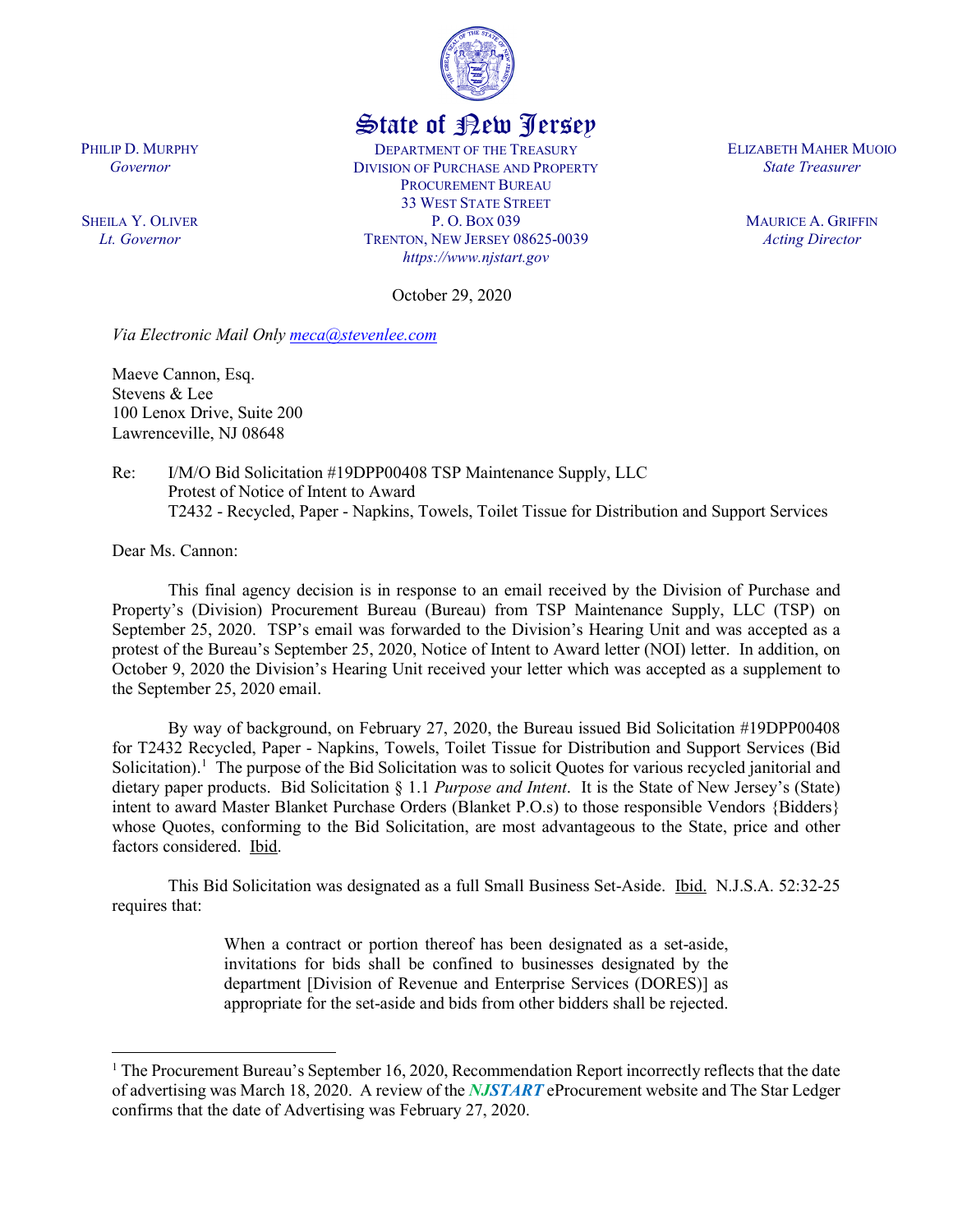State of New Jersey

PHILIP D. MURPHY
*Governor*

SHEILA Y. OLIVER
*Lt. Governor*

DEPARTMENT OF THE TREASURY
DIVISION OF PURCHASE AND PROPERTY
PROCUREMENT BUREAU
33 WEST STATE STREET
P. O. BOX 039
TRENTON, NEW JERSEY 08625-0039
*https://www.njstart.gov*

ELIZABETH MAHER MUOIO
*State Treasurer*

MAURICE A. GRIFFIN
*Acting Director*

October 29, 2020

*Via Electronic Mail Only* meca@stevenlee.com

Maeve Cannon, Esq.
Stevens & Lee
100 Lenox Drive, Suite 200
Lawrenceville, NJ 08648

Re: I/M/O Bid Solicitation #19DPP00408 TSP Maintenance Supply, LLC
Protest of Notice of Intent to Award
T2432 - Recycled, Paper - Napkins, Towels, Toilet Tissue for Distribution and Support Services

Dear Ms. Cannon:

This final agency decision is in response to an email received by the Division of Purchase and Property's (Division) Procurement Bureau (Bureau) from TSP Maintenance Supply, LLC (TSP) on September 25, 2020. TSP's email was forwarded to the Division's Hearing Unit and was accepted as a protest of the Bureau's September 25, 2020, Notice of Intent to Award letter (NOI) letter. In addition, on October 9, 2020 the Division's Hearing Unit received your letter which was accepted as a supplement to the September 25, 2020 email.

By way of background, on February 27, 2020, the Bureau issued Bid Solicitation #19DPP00408 for T2432 Recycled, Paper - Napkins, Towels, Toilet Tissue for Distribution and Support Services (Bid Solicitation).[1] The purpose of the Bid Solicitation was to solicit Quotes for various recycled janitorial and dietary paper products. Bid Solicitation § 1.1 *Purpose and Intent*. It is the State of New Jersey's (State) intent to award Master Blanket Purchase Orders (Blanket P.O.s) to those responsible Vendors {Bidders} whose Quotes, conforming to the Bid Solicitation, are most advantageous to the State, price and other factors considered. Ibid.

This Bid Solicitation was designated as a full Small Business Set-Aside. Ibid. N.J.S.A. 52:32-25 requires that:

> When a contract or portion thereof has been designated as a set-aside, invitations for bids shall be confined to businesses designated by the department [Division of Revenue and Enterprise Services (DORES)] as appropriate for the set-aside and bids from other bidders shall be rejected.

[1] The Procurement Bureau's September 16, 2020, Recommendation Report incorrectly reflects that the date of advertising was March 18, 2020. A review of the *NJSTART* eProcurement website and The Star Ledger confirms that the date of Advertising was February 27, 2020.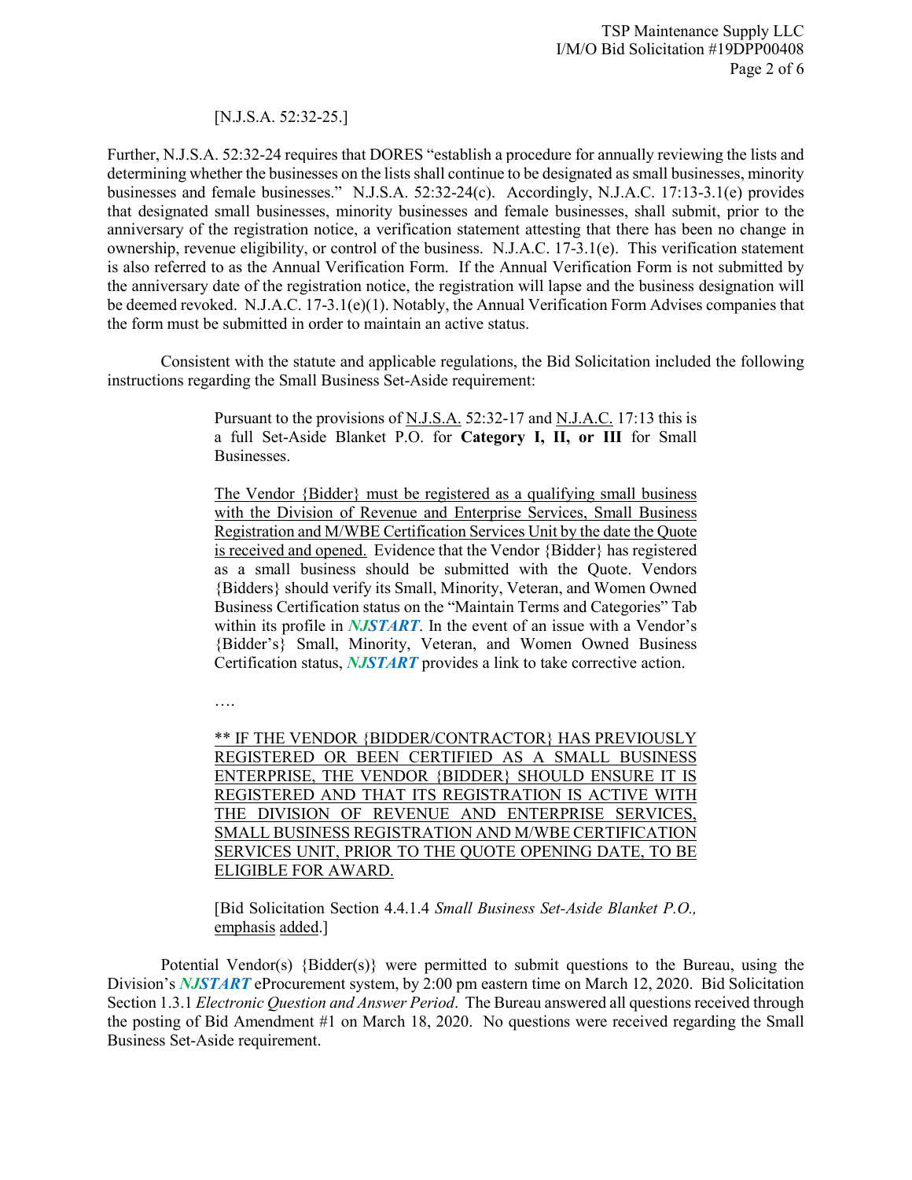[N.J.S.A. 52:32-25.]

Further, N.J.S.A. 52:32-24 requires that DORES "establish a procedure for annually reviewing the lists and determining whether the businesses on the lists shall continue to be designated as small businesses, minority businesses and female businesses." N.J.S.A. 52:32-24(c). Accordingly, N.J.A.C. 17:13-3.1(e) provides that designated small businesses, minority businesses and female businesses, shall submit, prior to the anniversary of the registration notice, a verification statement attesting that there has been no change in ownership, revenue eligibility, or control of the business. N.J.A.C. 17-3.1(e). This verification statement is also referred to as the Annual Verification Form. If the Annual Verification Form is not submitted by the anniversary date of the registration notice, the registration will lapse and the business designation will be deemed revoked. N.J.A.C. 17-3.1(e)(1). Notably, the Annual Verification Form Advises companies that the form must be submitted in order to maintain an active status.

Consistent with the statute and applicable regulations, the Bid Solicitation included the following instructions regarding the Small Business Set-Aside requirement:

> Pursuant to the provisions of N.J.S.A. 52:32-17 and N.J.A.C. 17:13 this is a full Set-Aside Blanket P.O. for **Category I, II, or III** for Small Businesses.
>
> The Vendor {Bidder} must be registered as a qualifying small business with the Division of Revenue and Enterprise Services, Small Business Registration and M/WBE Certification Services Unit by the date the Quote is received and opened. Evidence that the Vendor {Bidder} has registered as a small business should be submitted with the Quote. Vendors {Bidders} should verify its Small, Minority, Veteran, and Women Owned Business Certification status on the "Maintain Terms and Categories" Tab within its profile in ***NJSTART***. In the event of an issue with a Vendor's {Bidder's} Small, Minority, Veteran, and Women Owned Business Certification status, ***NJSTART*** provides a link to take corrective action.
>
> ….
>
> ** IF THE VENDOR {BIDDER/CONTRACTOR} HAS PREVIOUSLY REGISTERED OR BEEN CERTIFIED AS A SMALL BUSINESS ENTERPRISE, THE VENDOR {BIDDER} SHOULD ENSURE IT IS REGISTERED AND THAT ITS REGISTRATION IS ACTIVE WITH THE DIVISION OF REVENUE AND ENTERPRISE SERVICES, SMALL BUSINESS REGISTRATION AND M/WBE CERTIFICATION SERVICES UNIT, PRIOR TO THE QUOTE OPENING DATE, TO BE ELIGIBLE FOR AWARD.
>
> [Bid Solicitation Section 4.4.1.4 *Small Business Set-Aside Blanket P.O.,* emphasis added.]

Potential Vendor(s) {Bidder(s)} were permitted to submit questions to the Bureau, using the Division's ***NJSTART*** eProcurement system, by 2:00 pm eastern time on March 12, 2020. Bid Solicitation Section 1.3.1 *Electronic Question and Answer Period*. The Bureau answered all questions received through the posting of Bid Amendment #1 on March 18, 2020. No questions were received regarding the Small Business Set-Aside requirement.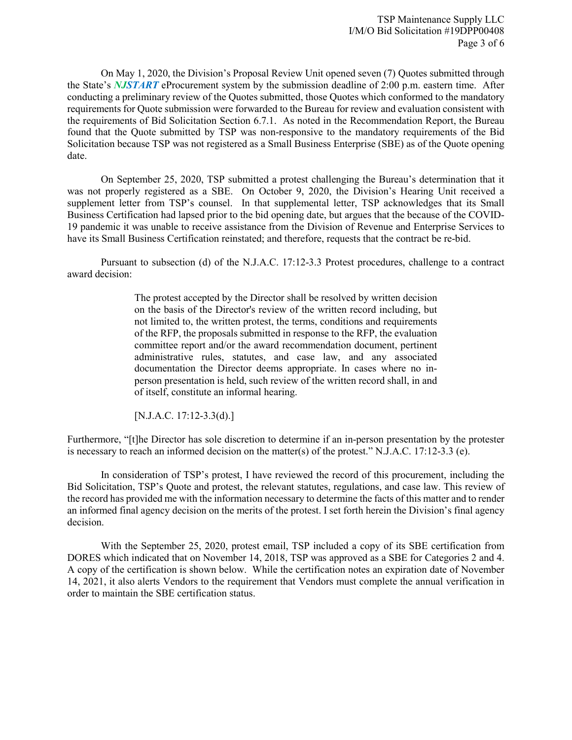On May 1, 2020, the Division's Proposal Review Unit opened seven (7) Quotes submitted through the State's ***NJSTART*** eProcurement system by the submission deadline of 2:00 p.m. eastern time. After conducting a preliminary review of the Quotes submitted, those Quotes which conformed to the mandatory requirements for Quote submission were forwarded to the Bureau for review and evaluation consistent with the requirements of Bid Solicitation Section 6.7.1. As noted in the Recommendation Report, the Bureau found that the Quote submitted by TSP was non-responsive to the mandatory requirements of the Bid Solicitation because TSP was not registered as a Small Business Enterprise (SBE) as of the Quote opening date.

On September 25, 2020, TSP submitted a protest challenging the Bureau's determination that it was not properly registered as a SBE. On October 9, 2020, the Division's Hearing Unit received a supplement letter from TSP's counsel. In that supplemental letter, TSP acknowledges that its Small Business Certification had lapsed prior to the bid opening date, but argues that the because of the COVID-19 pandemic it was unable to receive assistance from the Division of Revenue and Enterprise Services to have its Small Business Certification reinstated; and therefore, requests that the contract be re-bid.

Pursuant to subsection (d) of the N.J.A.C. 17:12-3.3 Protest procedures, challenge to a contract award decision:

> The protest accepted by the Director shall be resolved by written decision on the basis of the Director's review of the written record including, but not limited to, the written protest, the terms, conditions and requirements of the RFP, the proposals submitted in response to the RFP, the evaluation committee report and/or the award recommendation document, pertinent administrative rules, statutes, and case law, and any associated documentation the Director deems appropriate. In cases where no in-person presentation is held, such review of the written record shall, in and of itself, constitute an informal hearing.
>
> [N.J.A.C. 17:12-3.3(d).]

Furthermore, "[t]he Director has sole discretion to determine if an in-person presentation by the protester is necessary to reach an informed decision on the matter(s) of the protest." N.J.A.C. 17:12-3.3 (e).

In consideration of TSP's protest, I have reviewed the record of this procurement, including the Bid Solicitation, TSP's Quote and protest, the relevant statutes, regulations, and case law. This review of the record has provided me with the information necessary to determine the facts of this matter and to render an informed final agency decision on the merits of the protest. I set forth herein the Division's final agency decision.

With the September 25, 2020, protest email, TSP included a copy of its SBE certification from DORES which indicated that on November 14, 2018, TSP was approved as a SBE for Categories 2 and 4. A copy of the certification is shown below. While the certification notes an expiration date of November 14, 2021, it also alerts Vendors to the requirement that Vendors must complete the annual verification in order to maintain the SBE certification status.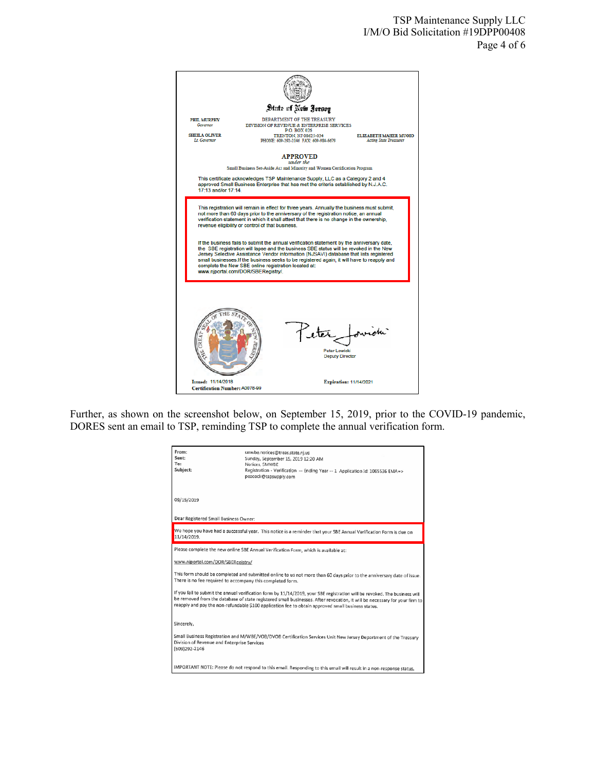State of New Jersey

PHIL MURPHY
*Governor*

SHEILA OLIVER
*Lt. Governor*

DEPARTMENT OF THE TREASURY
DIVISION OF REVENUE & ENTERPRISE SERVICES
P.O. BOX 026
TRENTON, NJ 08625-034
PHONE: 609-292-2146 FAX: 609-984-6679

ELIZABETH MAHER MUOIO
*Acting State Treasurer*

**APPROVED**
*under the*
Small Business Set-Aside Act and Minority and Women Certification Program

This certificate acknowledges TSP Maintenance Supply, LLC as a Category 2 and 4 approved Small Business Enterprise that has met the criteria established by N.J.A.C. 17:13 and/or 17:14.

This registration will remain in effect for three years. Annually the business must submit, not more than 60 days prior to the anniversary of the registration notice, an annual verification statement in which it shall attest that there is no change in the ownership, revenue eligibility or control of that business.

If the business fails to submit the annual verification statement by the anniversary date, the SBE registration will lapse and the business SBE status will be revoked in the New Jersey Selective Assistance Vendor Information (NJSAVI) database that lists registered small businesses.If the business seeks to be registered again, it will have to reapply and complete the New SBE online registration located at: www.njportal.com/DOR/SBERegistry/.

Peter Lowicki
Deputy Director

Issued: 11/14/2018
Certification Number: A0078-99

Expiration: 11/14/2021

Further, as shown on the screenshot below, on September 15, 2019, prior to the COVID-19 pandemic, DORES sent an email to TSP, reminding TSP to complete the annual verification form.

**From:** smwbe.notices@treas.state.nj.us
**Sent:** Sunday, September 15, 2019 12:20 AM
**To:** Notices, SMWBE
**Subject:** Registration - Verification -- Ending Year -- 1 Application Id: 1065536 EMA=> peacock@tspsupply.com

09/15/2019

Dear Registered Small Business Owner:

We hope you have had a successful year. This notice is a reminder that your SBE Annual Verification Form is due on 11/14/2019.

Please complete the new online SBE Annual Verification Form, which is available at:

www.njportal.com/DOR/SBERegistry/

This form should be completed and submitted online to us not more than 60 days prior to the anniversary date of issue. There is no fee required to accompany this completed form.

If you fail to submit the annual verification form by 11/14/2019, your SBE registration will be revoked. The business will be removed from the database of state registered small businesses. After revocation, it will be necessary for your firm to reapply and pay the non-refundable $100 application fee to obtain approved small business status.

Sincerely,

Small Business Registration and M/WBE/VOB/DVOB Certification Services Unit New Jersey Department of the Treasury Division of Revenue and Enterprise Services
(609)292-2146

IMPORTANT NOTE: Please do not respond to this email. Responding to this email will result in a non-response status.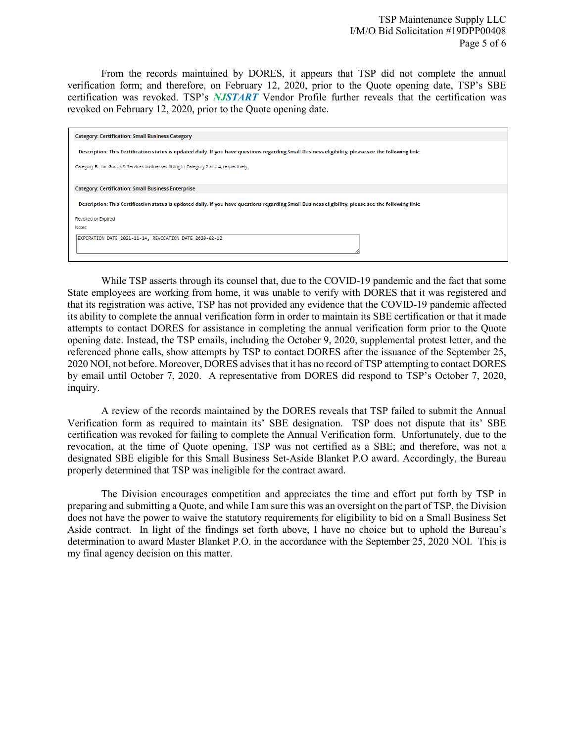From the records maintained by DORES, it appears that TSP did not complete the annual verification form; and therefore, on February 12, 2020, prior to the Quote opening date, TSP's SBE certification was revoked. TSP's ***NJSTART*** Vendor Profile further reveals that the certification was revoked on February 12, 2020, prior to the Quote opening date.

**Category: Certification: Small Business Category**

**Description: This Certification status is updated daily. If you have questions regarding Small Business eligibility, please see the following link:**

Category B - for Goods & Services businesses fitting in Category 2 and 4, respectively.

**Category: Certification: Small Business Enterprise**

**Description: This Certification status is updated daily. If you have questions regarding Small Business eligibility, please see the following link:**

Revoked or Expired

Notes

```
EXPIRATION DATE 2021-11-14, REVOCATION DATE 2020-02-12
```

While TSP asserts through its counsel that, due to the COVID-19 pandemic and the fact that some State employees are working from home, it was unable to verify with DORES that it was registered and that its registration was active, TSP has not provided any evidence that the COVID-19 pandemic affected its ability to complete the annual verification form in order to maintain its SBE certification or that it made attempts to contact DORES for assistance in completing the annual verification form prior to the Quote opening date. Instead, the TSP emails, including the October 9, 2020, supplemental protest letter, and the referenced phone calls, show attempts by TSP to contact DORES after the issuance of the September 25, 2020 NOI, not before. Moreover, DORES advises that it has no record of TSP attempting to contact DORES by email until October 7, 2020. A representative from DORES did respond to TSP's October 7, 2020, inquiry.

A review of the records maintained by the DORES reveals that TSP failed to submit the Annual Verification form as required to maintain its' SBE designation. TSP does not dispute that its' SBE certification was revoked for failing to complete the Annual Verification form. Unfortunately, due to the revocation, at the time of Quote opening, TSP was not certified as a SBE; and therefore, was not a designated SBE eligible for this Small Business Set-Aside Blanket P.O award. Accordingly, the Bureau properly determined that TSP was ineligible for the contract award.

The Division encourages competition and appreciates the time and effort put forth by TSP in preparing and submitting a Quote, and while I am sure this was an oversight on the part of TSP, the Division does not have the power to waive the statutory requirements for eligibility to bid on a Small Business Set Aside contract. In light of the findings set forth above, I have no choice but to uphold the Bureau's determination to award Master Blanket P.O. in the accordance with the September 25, 2020 NOI. This is my final agency decision on this matter.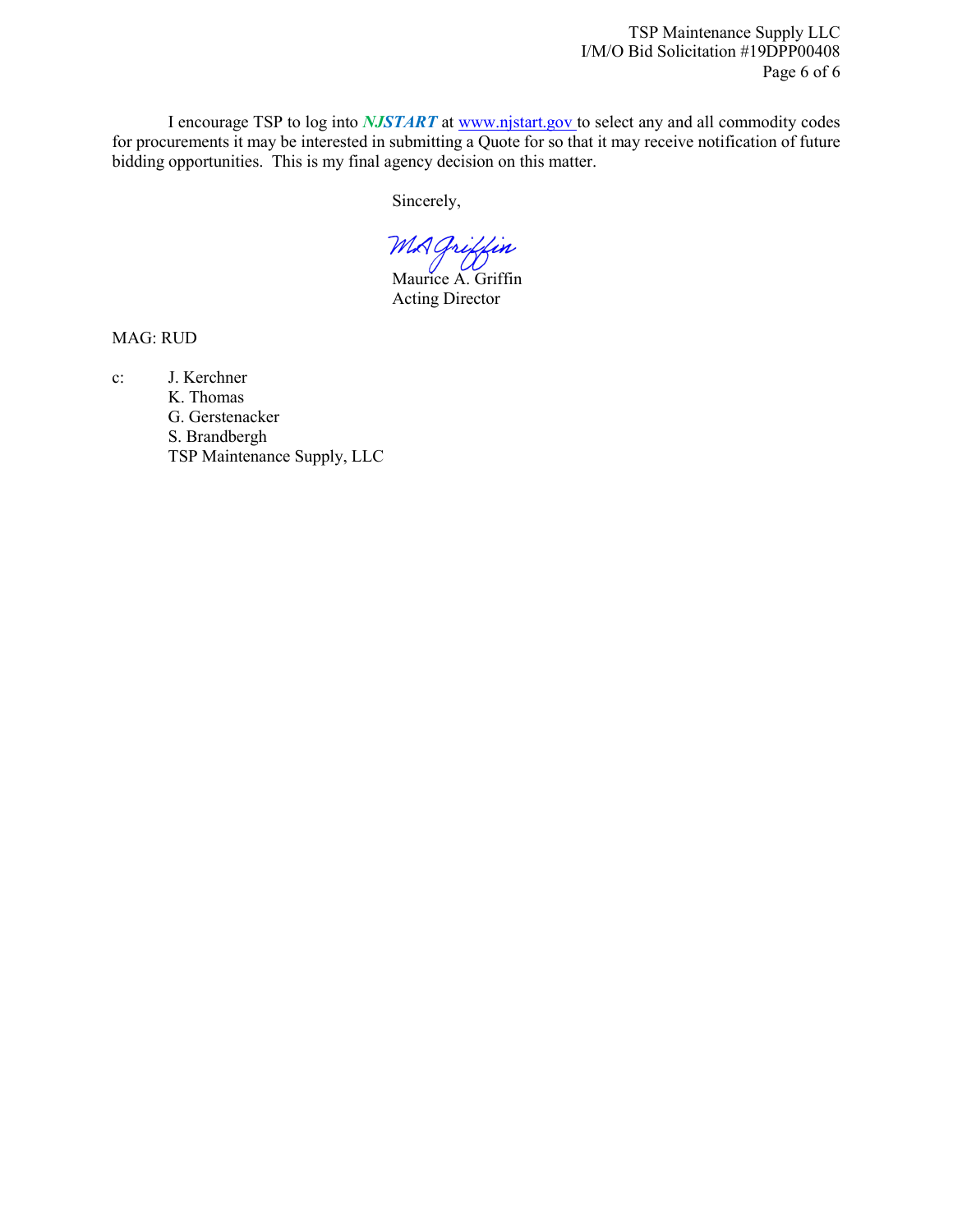I encourage TSP to log into ***NJSTART*** at www.njstart.gov to select any and all commodity codes for procurements it may be interested in submitting a Quote for so that it may receive notification of future bidding opportunities. This is my final agency decision on this matter.

Sincerely,

MA Griffin

Maurice A. Griffin
Acting Director

MAG: RUD

c: J. Kerchner
K. Thomas
G. Gerstenacker
S. Brandbergh
TSP Maintenance Supply, LLC